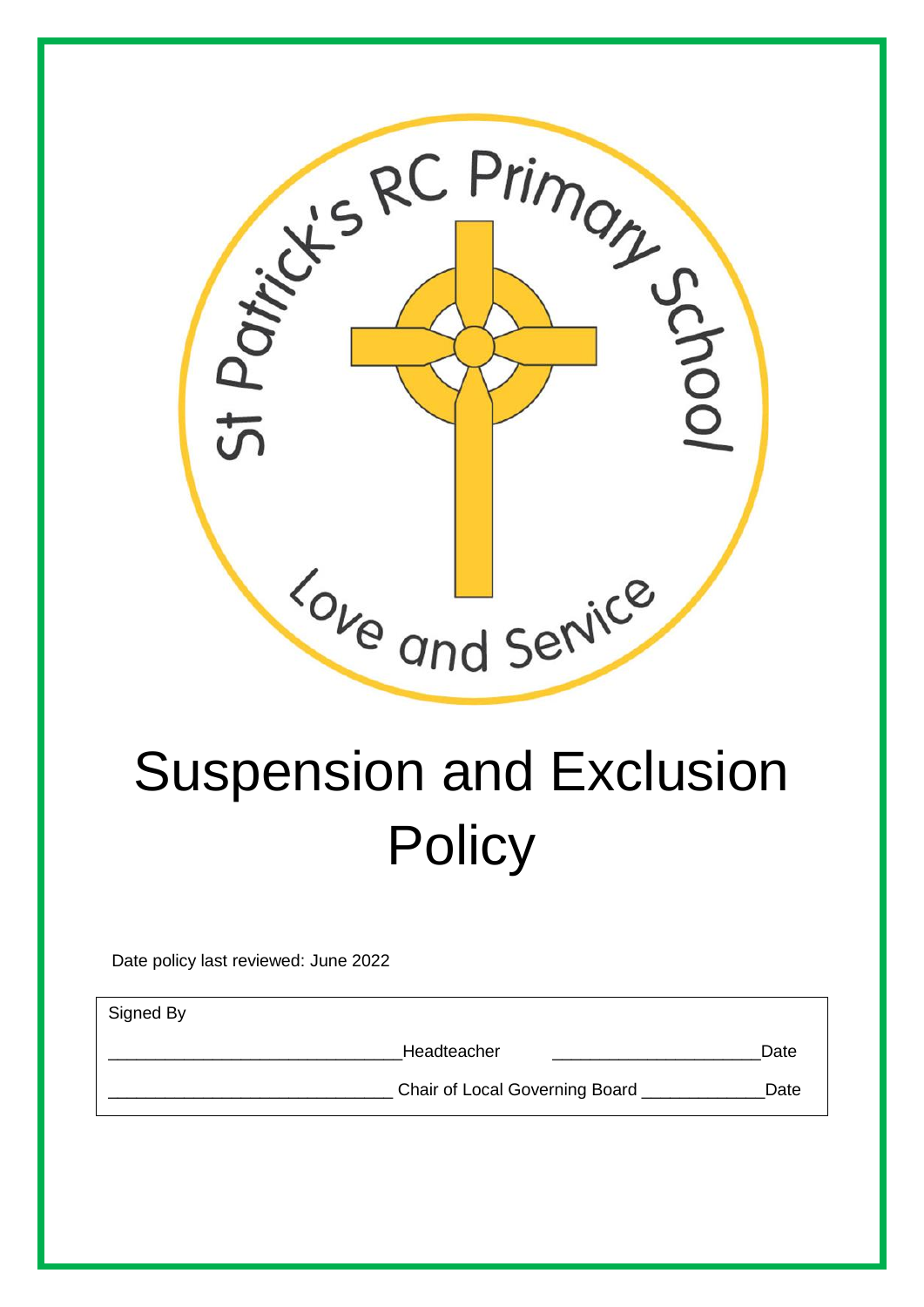St Patrick's RC Primary School

Love and Service

# Suspension and Exclusion Policy

Date policy last reviewed: June 2022

| Signed By | | | |
|---|---|---|---|
| ______________________________ | Headteacher | ______________________ | Date |
| ______________________________ | Chair of Local Governing Board | ____________ | Date |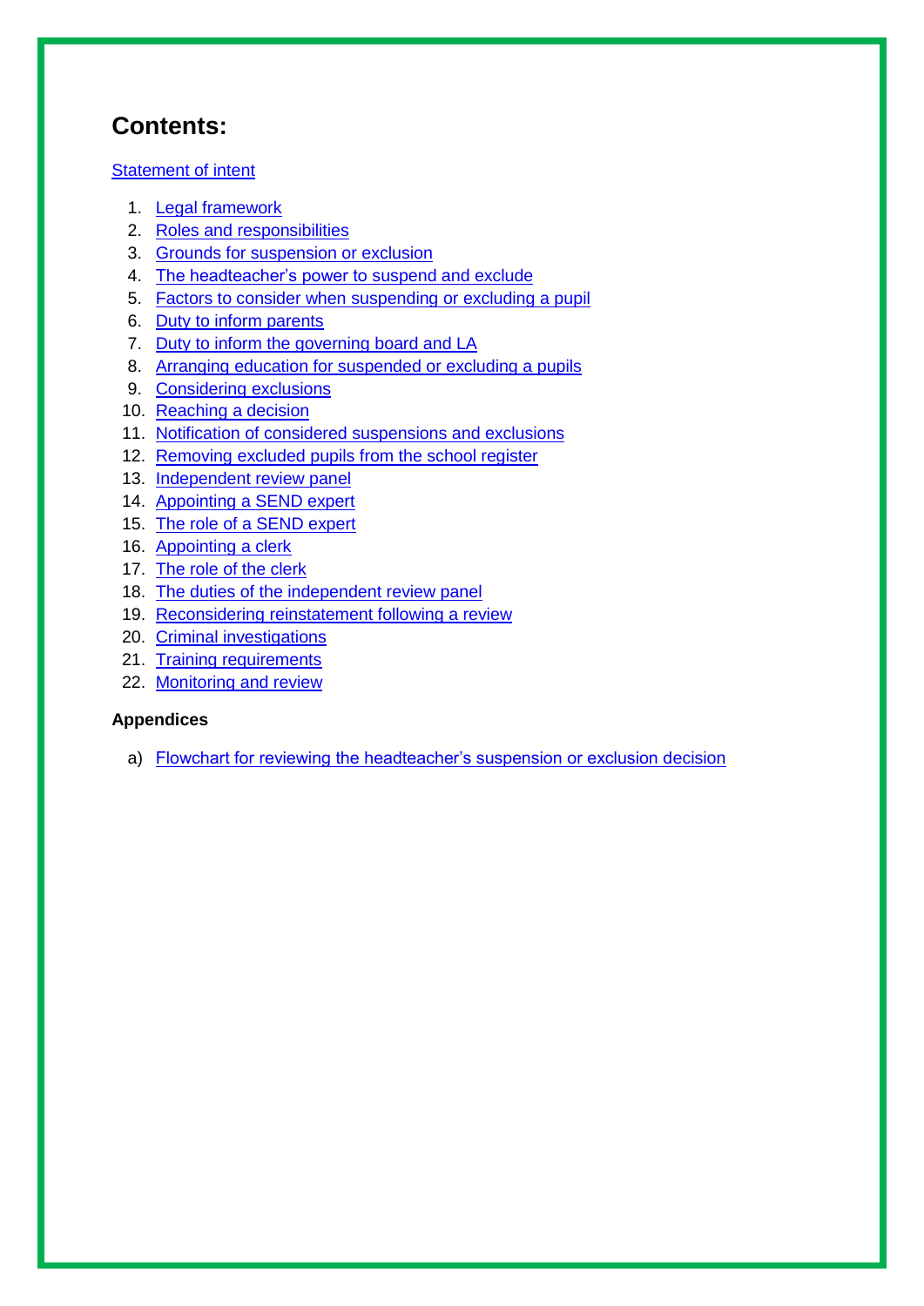# Contents:

Statement of intent

1. Legal framework
2. Roles and responsibilities
3. Grounds for suspension or exclusion
4. The headteacher's power to suspend and exclude
5. Factors to consider when suspending or excluding a pupil
6. Duty to inform parents
7. Duty to inform the governing board and LA
8. Arranging education for suspended or excluding a pupils
9. Considering exclusions
10. Reaching a decision
11. Notification of considered suspensions and exclusions
12. Removing excluded pupils from the school register
13. Independent review panel
14. Appointing a SEND expert
15. The role of a SEND expert
16. Appointing a clerk
17. The role of the clerk
18. The duties of the independent review panel
19. Reconsidering reinstatement following a review
20. Criminal investigations
21. Training requirements
22. Monitoring and review

**Appendices**

a) Flowchart for reviewing the headteacher's suspension or exclusion decision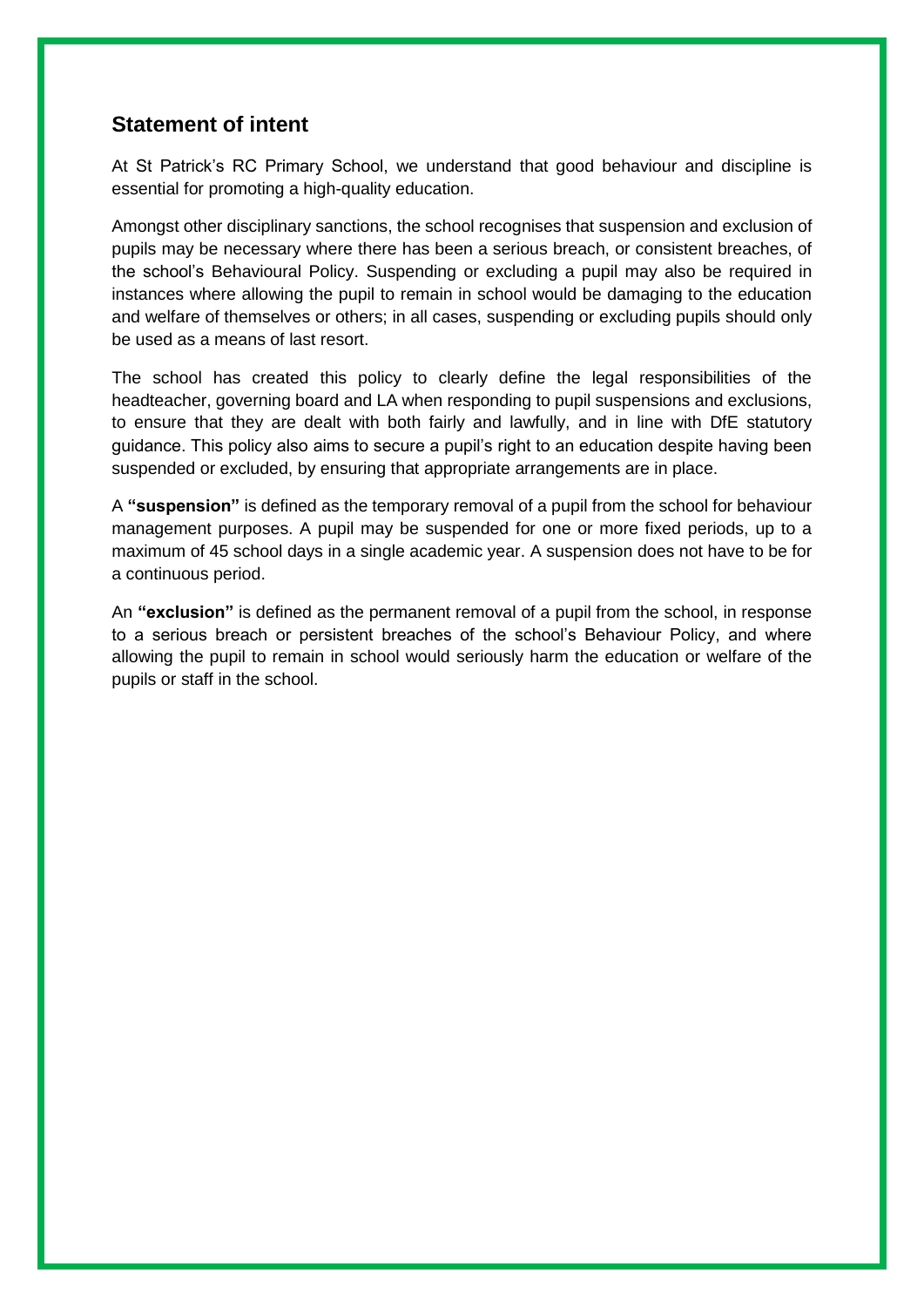## Statement of intent

At St Patrick's RC Primary School, we understand that good behaviour and discipline is essential for promoting a high-quality education.

Amongst other disciplinary sanctions, the school recognises that suspension and exclusion of pupils may be necessary where there has been a serious breach, or consistent breaches, of the school's Behavioural Policy. Suspending or excluding a pupil may also be required in instances where allowing the pupil to remain in school would be damaging to the education and welfare of themselves or others; in all cases, suspending or excluding pupils should only be used as a means of last resort.

The school has created this policy to clearly define the legal responsibilities of the headteacher, governing board and LA when responding to pupil suspensions and exclusions, to ensure that they are dealt with both fairly and lawfully, and in line with DfE statutory guidance. This policy also aims to secure a pupil's right to an education despite having been suspended or excluded, by ensuring that appropriate arrangements are in place.

A **"suspension"** is defined as the temporary removal of a pupil from the school for behaviour management purposes. A pupil may be suspended for one or more fixed periods, up to a maximum of 45 school days in a single academic year. A suspension does not have to be for a continuous period.

An **"exclusion"** is defined as the permanent removal of a pupil from the school, in response to a serious breach or persistent breaches of the school's Behaviour Policy, and where allowing the pupil to remain in school would seriously harm the education or welfare of the pupils or staff in the school.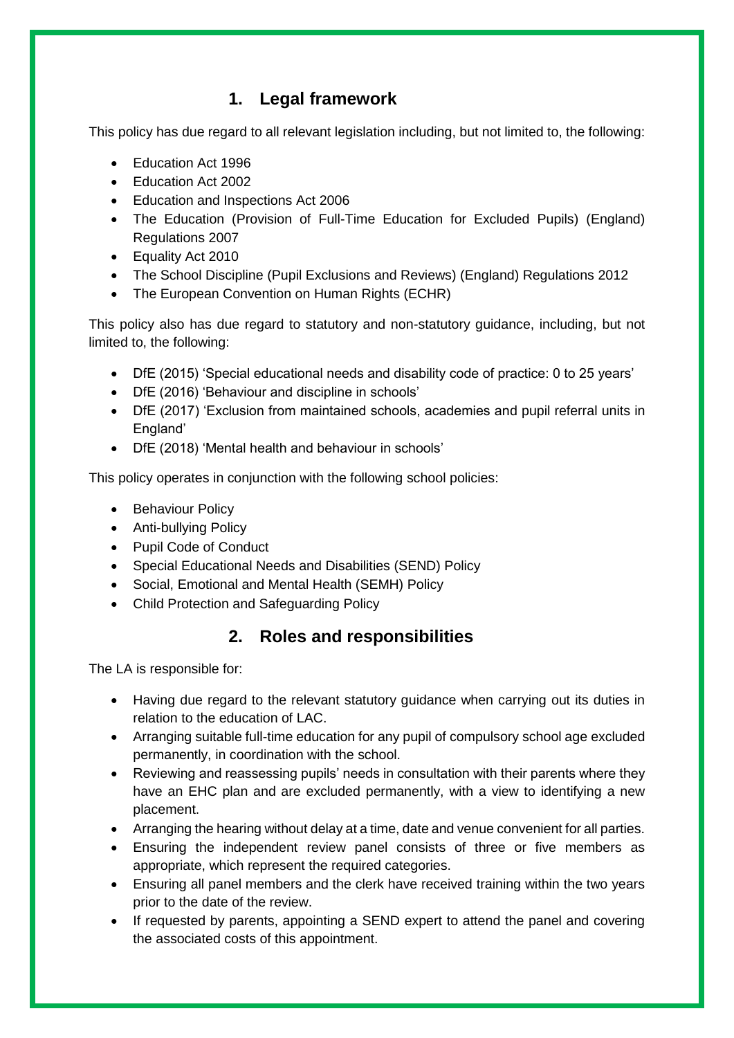## 1. Legal framework

This policy has due regard to all relevant legislation including, but not limited to, the following:

- Education Act 1996
- Education Act 2002
- Education and Inspections Act 2006
- The Education (Provision of Full-Time Education for Excluded Pupils) (England) Regulations 2007
- Equality Act 2010
- The School Discipline (Pupil Exclusions and Reviews) (England) Regulations 2012
- The European Convention on Human Rights (ECHR)

This policy also has due regard to statutory and non-statutory guidance, including, but not limited to, the following:

- DfE (2015) 'Special educational needs and disability code of practice: 0 to 25 years'
- DfE (2016) 'Behaviour and discipline in schools'
- DfE (2017) 'Exclusion from maintained schools, academies and pupil referral units in England'
- DfE (2018) 'Mental health and behaviour in schools'

This policy operates in conjunction with the following school policies:

- Behaviour Policy
- Anti-bullying Policy
- Pupil Code of Conduct
- Special Educational Needs and Disabilities (SEND) Policy
- Social, Emotional and Mental Health (SEMH) Policy
- Child Protection and Safeguarding Policy

## 2. Roles and responsibilities

The LA is responsible for:

- Having due regard to the relevant statutory guidance when carrying out its duties in relation to the education of LAC.
- Arranging suitable full-time education for any pupil of compulsory school age excluded permanently, in coordination with the school.
- Reviewing and reassessing pupils' needs in consultation with their parents where they have an EHC plan and are excluded permanently, with a view to identifying a new placement.
- Arranging the hearing without delay at a time, date and venue convenient for all parties.
- Ensuring the independent review panel consists of three or five members as appropriate, which represent the required categories.
- Ensuring all panel members and the clerk have received training within the two years prior to the date of the review.
- If requested by parents, appointing a SEND expert to attend the panel and covering the associated costs of this appointment.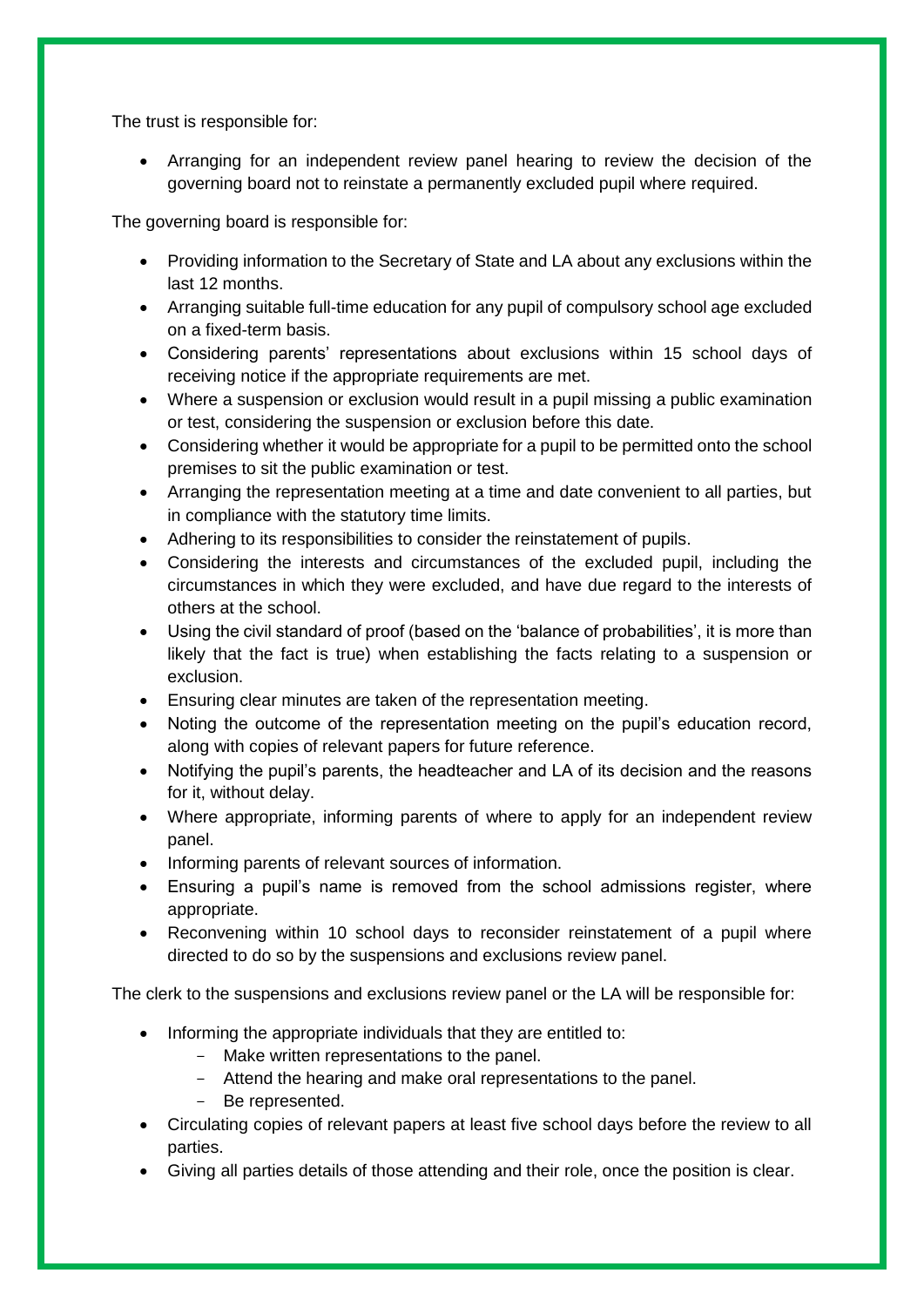The trust is responsible for:

- Arranging for an independent review panel hearing to review the decision of the governing board not to reinstate a permanently excluded pupil where required.

The governing board is responsible for:

- Providing information to the Secretary of State and LA about any exclusions within the last 12 months.
- Arranging suitable full-time education for any pupil of compulsory school age excluded on a fixed-term basis.
- Considering parents' representations about exclusions within 15 school days of receiving notice if the appropriate requirements are met.
- Where a suspension or exclusion would result in a pupil missing a public examination or test, considering the suspension or exclusion before this date.
- Considering whether it would be appropriate for a pupil to be permitted onto the school premises to sit the public examination or test.
- Arranging the representation meeting at a time and date convenient to all parties, but in compliance with the statutory time limits.
- Adhering to its responsibilities to consider the reinstatement of pupils.
- Considering the interests and circumstances of the excluded pupil, including the circumstances in which they were excluded, and have due regard to the interests of others at the school.
- Using the civil standard of proof (based on the 'balance of probabilities', it is more than likely that the fact is true) when establishing the facts relating to a suspension or exclusion.
- Ensuring clear minutes are taken of the representation meeting.
- Noting the outcome of the representation meeting on the pupil's education record, along with copies of relevant papers for future reference.
- Notifying the pupil's parents, the headteacher and LA of its decision and the reasons for it, without delay.
- Where appropriate, informing parents of where to apply for an independent review panel.
- Informing parents of relevant sources of information.
- Ensuring a pupil's name is removed from the school admissions register, where appropriate.
- Reconvening within 10 school days to reconsider reinstatement of a pupil where directed to do so by the suspensions and exclusions review panel.

The clerk to the suspensions and exclusions review panel or the LA will be responsible for:

- Informing the appropriate individuals that they are entitled to:
  - Make written representations to the panel.
  - Attend the hearing and make oral representations to the panel.
  - Be represented.
- Circulating copies of relevant papers at least five school days before the review to all parties.
- Giving all parties details of those attending and their role, once the position is clear.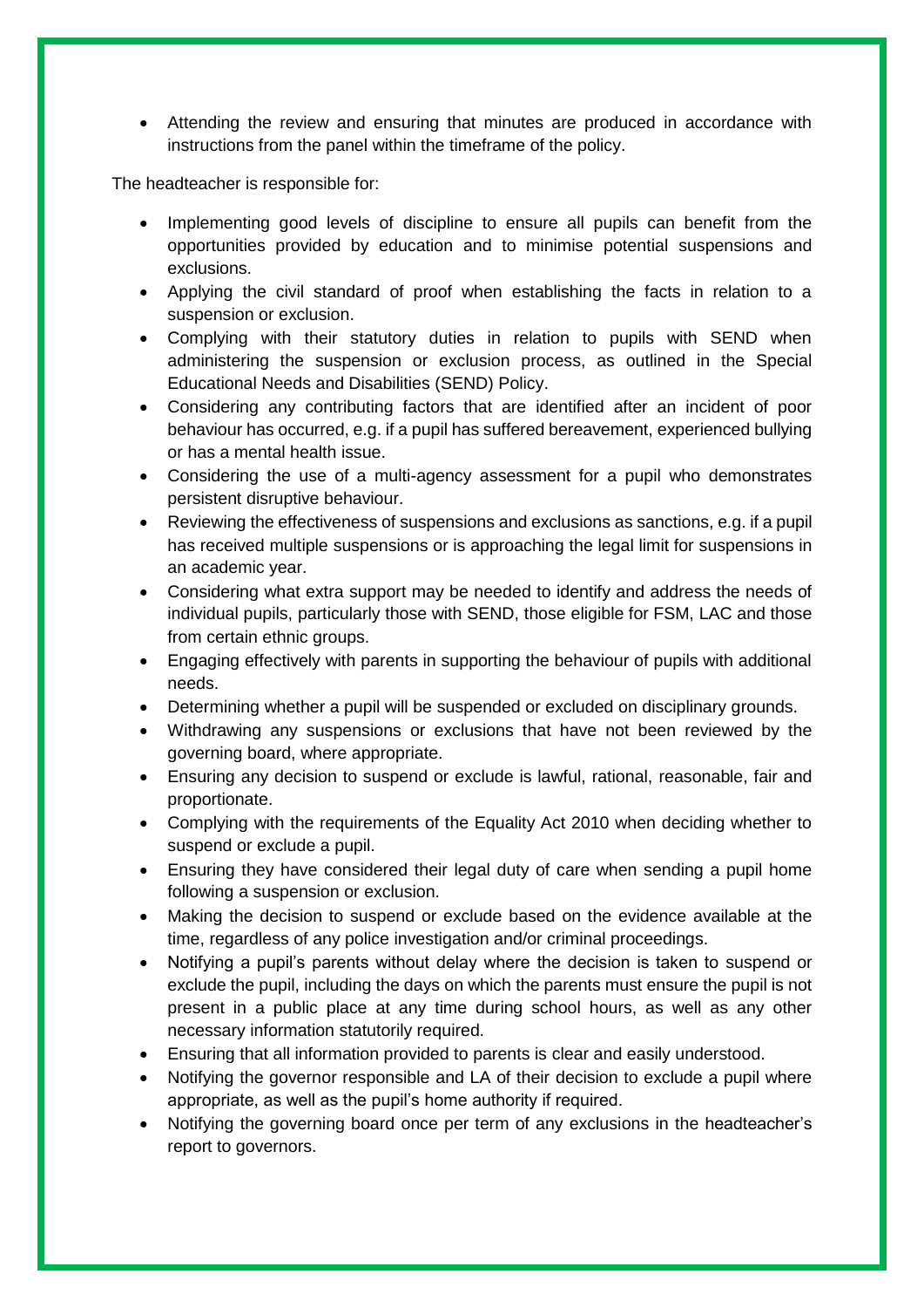- Attending the review and ensuring that minutes are produced in accordance with instructions from the panel within the timeframe of the policy.

The headteacher is responsible for:

- Implementing good levels of discipline to ensure all pupils can benefit from the opportunities provided by education and to minimise potential suspensions and exclusions.
- Applying the civil standard of proof when establishing the facts in relation to a suspension or exclusion.
- Complying with their statutory duties in relation to pupils with SEND when administering the suspension or exclusion process, as outlined in the Special Educational Needs and Disabilities (SEND) Policy.
- Considering any contributing factors that are identified after an incident of poor behaviour has occurred, e.g. if a pupil has suffered bereavement, experienced bullying or has a mental health issue.
- Considering the use of a multi-agency assessment for a pupil who demonstrates persistent disruptive behaviour.
- Reviewing the effectiveness of suspensions and exclusions as sanctions, e.g. if a pupil has received multiple suspensions or is approaching the legal limit for suspensions in an academic year.
- Considering what extra support may be needed to identify and address the needs of individual pupils, particularly those with SEND, those eligible for FSM, LAC and those from certain ethnic groups.
- Engaging effectively with parents in supporting the behaviour of pupils with additional needs.
- Determining whether a pupil will be suspended or excluded on disciplinary grounds.
- Withdrawing any suspensions or exclusions that have not been reviewed by the governing board, where appropriate.
- Ensuring any decision to suspend or exclude is lawful, rational, reasonable, fair and proportionate.
- Complying with the requirements of the Equality Act 2010 when deciding whether to suspend or exclude a pupil.
- Ensuring they have considered their legal duty of care when sending a pupil home following a suspension or exclusion.
- Making the decision to suspend or exclude based on the evidence available at the time, regardless of any police investigation and/or criminal proceedings.
- Notifying a pupil's parents without delay where the decision is taken to suspend or exclude the pupil, including the days on which the parents must ensure the pupil is not present in a public place at any time during school hours, as well as any other necessary information statutorily required.
- Ensuring that all information provided to parents is clear and easily understood.
- Notifying the governor responsible and LA of their decision to exclude a pupil where appropriate, as well as the pupil's home authority if required.
- Notifying the governing board once per term of any exclusions in the headteacher's report to governors.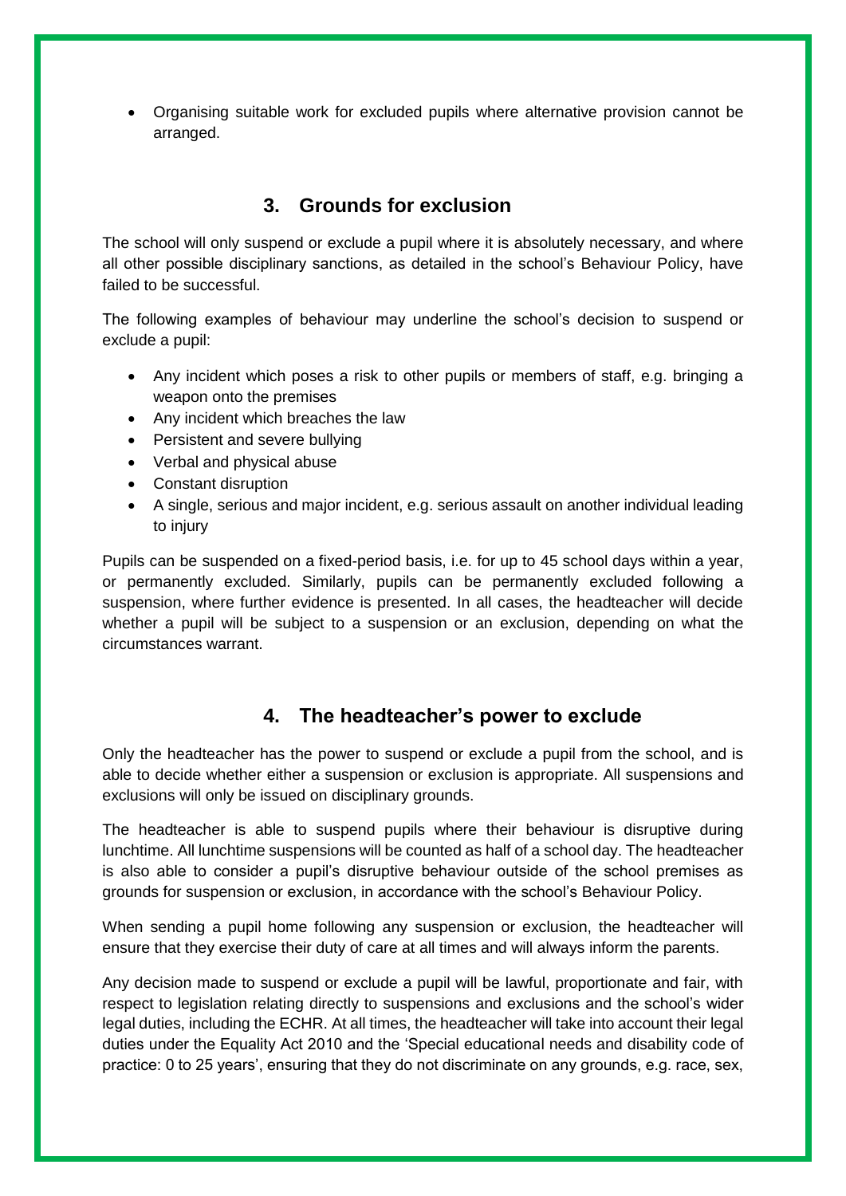- Organising suitable work for excluded pupils where alternative provision cannot be arranged.

## 3. Grounds for exclusion

The school will only suspend or exclude a pupil where it is absolutely necessary, and where all other possible disciplinary sanctions, as detailed in the school's Behaviour Policy, have failed to be successful.

The following examples of behaviour may underline the school's decision to suspend or exclude a pupil:

- Any incident which poses a risk to other pupils or members of staff, e.g. bringing a weapon onto the premises
- Any incident which breaches the law
- Persistent and severe bullying
- Verbal and physical abuse
- Constant disruption
- A single, serious and major incident, e.g. serious assault on another individual leading to injury

Pupils can be suspended on a fixed-period basis, i.e. for up to 45 school days within a year, or permanently excluded. Similarly, pupils can be permanently excluded following a suspension, where further evidence is presented. In all cases, the headteacher will decide whether a pupil will be subject to a suspension or an exclusion, depending on what the circumstances warrant.

## 4. The headteacher's power to exclude

Only the headteacher has the power to suspend or exclude a pupil from the school, and is able to decide whether either a suspension or exclusion is appropriate. All suspensions and exclusions will only be issued on disciplinary grounds.

The headteacher is able to suspend pupils where their behaviour is disruptive during lunchtime. All lunchtime suspensions will be counted as half of a school day. The headteacher is also able to consider a pupil's disruptive behaviour outside of the school premises as grounds for suspension or exclusion, in accordance with the school's Behaviour Policy.

When sending a pupil home following any suspension or exclusion, the headteacher will ensure that they exercise their duty of care at all times and will always inform the parents.

Any decision made to suspend or exclude a pupil will be lawful, proportionate and fair, with respect to legislation relating directly to suspensions and exclusions and the school's wider legal duties, including the ECHR. At all times, the headteacher will take into account their legal duties under the Equality Act 2010 and the 'Special educational needs and disability code of practice: 0 to 25 years', ensuring that they do not discriminate on any grounds, e.g. race, sex,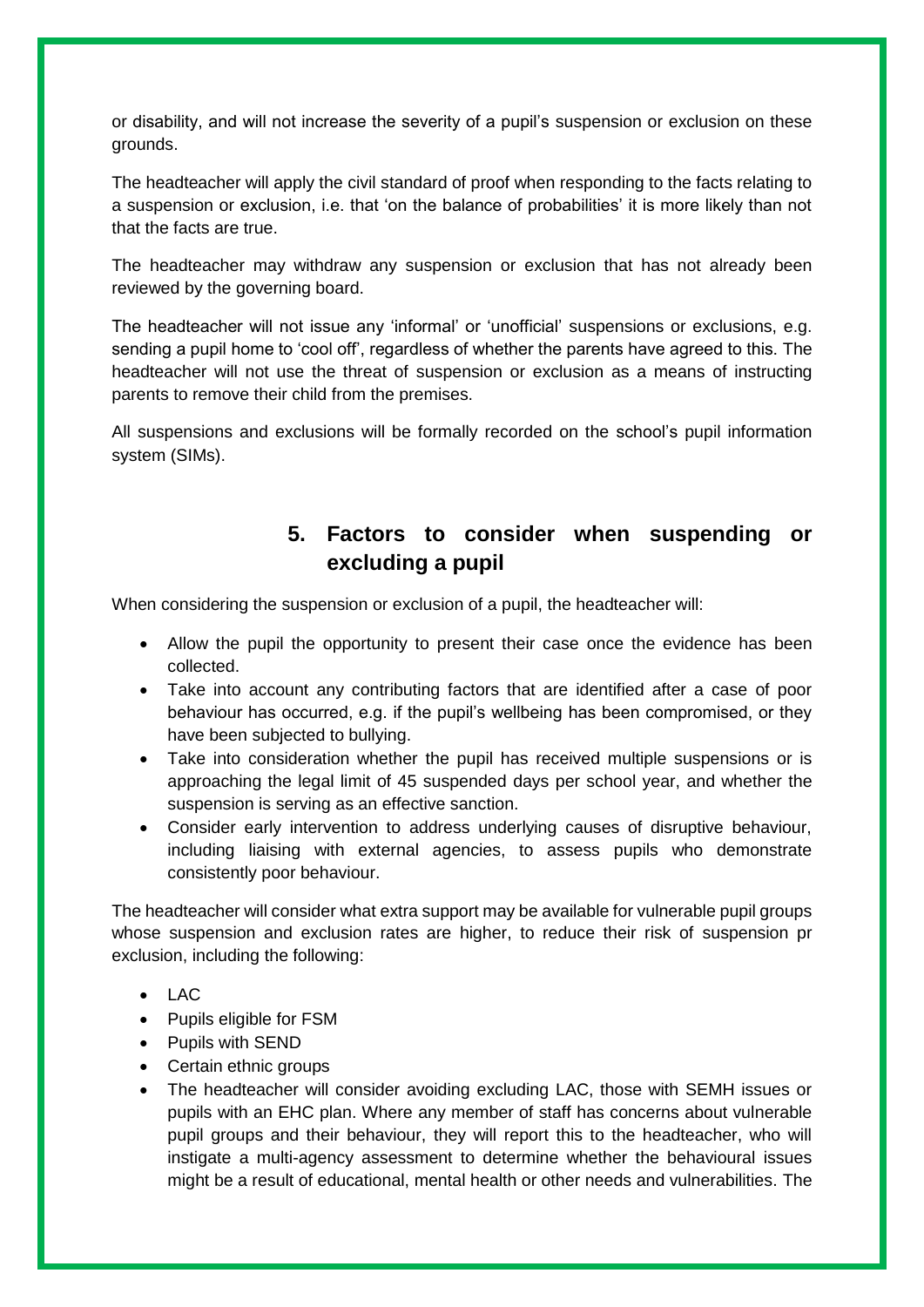or disability, and will not increase the severity of a pupil's suspension or exclusion on these grounds.

The headteacher will apply the civil standard of proof when responding to the facts relating to a suspension or exclusion, i.e. that 'on the balance of probabilities' it is more likely than not that the facts are true.

The headteacher may withdraw any suspension or exclusion that has not already been reviewed by the governing board.

The headteacher will not issue any 'informal' or 'unofficial' suspensions or exclusions, e.g. sending a pupil home to 'cool off', regardless of whether the parents have agreed to this. The headteacher will not use the threat of suspension or exclusion as a means of instructing parents to remove their child from the premises.

All suspensions and exclusions will be formally recorded on the school's pupil information system (SIMs).

## 5. Factors to consider when suspending or excluding a pupil

When considering the suspension or exclusion of a pupil, the headteacher will:

- Allow the pupil the opportunity to present their case once the evidence has been collected.
- Take into account any contributing factors that are identified after a case of poor behaviour has occurred, e.g. if the pupil's wellbeing has been compromised, or they have been subjected to bullying.
- Take into consideration whether the pupil has received multiple suspensions or is approaching the legal limit of 45 suspended days per school year, and whether the suspension is serving as an effective sanction.
- Consider early intervention to address underlying causes of disruptive behaviour, including liaising with external agencies, to assess pupils who demonstrate consistently poor behaviour.

The headteacher will consider what extra support may be available for vulnerable pupil groups whose suspension and exclusion rates are higher, to reduce their risk of suspension pr exclusion, including the following:

- LAC
- Pupils eligible for FSM
- Pupils with SEND
- Certain ethnic groups
- The headteacher will consider avoiding excluding LAC, those with SEMH issues or pupils with an EHC plan. Where any member of staff has concerns about vulnerable pupil groups and their behaviour, they will report this to the headteacher, who will instigate a multi-agency assessment to determine whether the behavioural issues might be a result of educational, mental health or other needs and vulnerabilities. The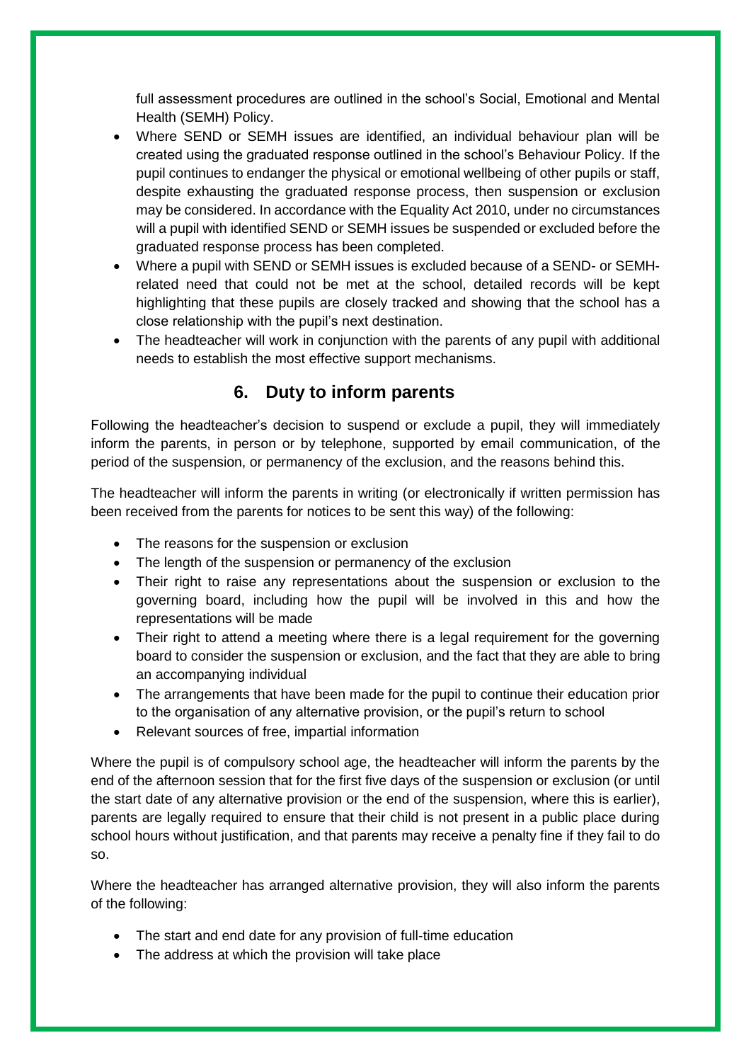full assessment procedures are outlined in the school's Social, Emotional and Mental Health (SEMH) Policy.

- Where SEND or SEMH issues are identified, an individual behaviour plan will be created using the graduated response outlined in the school's Behaviour Policy. If the pupil continues to endanger the physical or emotional wellbeing of other pupils or staff, despite exhausting the graduated response process, then suspension or exclusion may be considered. In accordance with the Equality Act 2010, under no circumstances will a pupil with identified SEND or SEMH issues be suspended or excluded before the graduated response process has been completed.
- Where a pupil with SEND or SEMH issues is excluded because of a SEND- or SEMH-related need that could not be met at the school, detailed records will be kept highlighting that these pupils are closely tracked and showing that the school has a close relationship with the pupil's next destination.
- The headteacher will work in conjunction with the parents of any pupil with additional needs to establish the most effective support mechanisms.

## 6. Duty to inform parents

Following the headteacher's decision to suspend or exclude a pupil, they will immediately inform the parents, in person or by telephone, supported by email communication, of the period of the suspension, or permanency of the exclusion, and the reasons behind this.

The headteacher will inform the parents in writing (or electronically if written permission has been received from the parents for notices to be sent this way) of the following:

- The reasons for the suspension or exclusion
- The length of the suspension or permanency of the exclusion
- Their right to raise any representations about the suspension or exclusion to the governing board, including how the pupil will be involved in this and how the representations will be made
- Their right to attend a meeting where there is a legal requirement for the governing board to consider the suspension or exclusion, and the fact that they are able to bring an accompanying individual
- The arrangements that have been made for the pupil to continue their education prior to the organisation of any alternative provision, or the pupil's return to school
- Relevant sources of free, impartial information

Where the pupil is of compulsory school age, the headteacher will inform the parents by the end of the afternoon session that for the first five days of the suspension or exclusion (or until the start date of any alternative provision or the end of the suspension, where this is earlier), parents are legally required to ensure that their child is not present in a public place during school hours without justification, and that parents may receive a penalty fine if they fail to do so.

Where the headteacher has arranged alternative provision, they will also inform the parents of the following:

- The start and end date for any provision of full-time education
- The address at which the provision will take place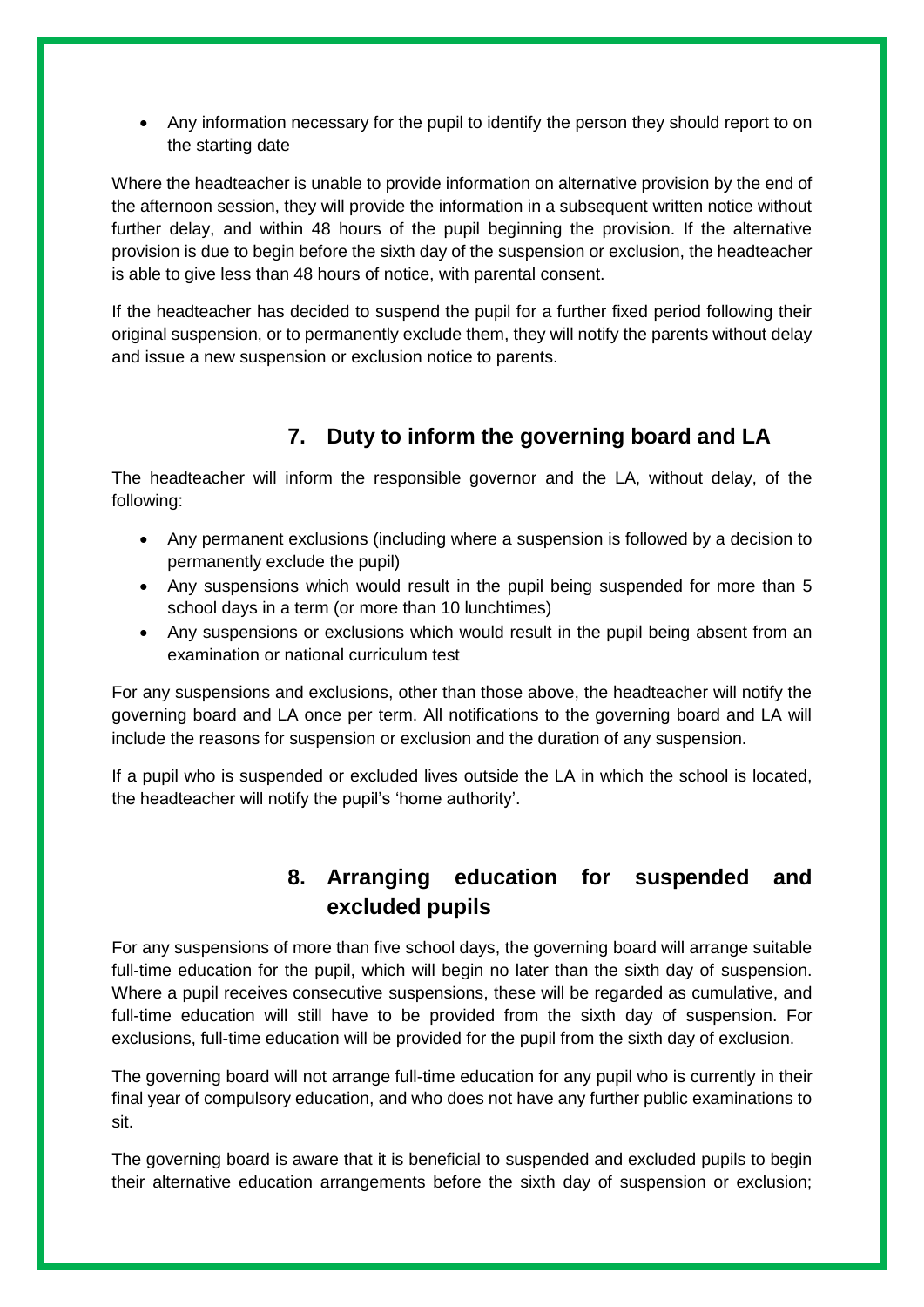- Any information necessary for the pupil to identify the person they should report to on the starting date

Where the headteacher is unable to provide information on alternative provision by the end of the afternoon session, they will provide the information in a subsequent written notice without further delay, and within 48 hours of the pupil beginning the provision. If the alternative provision is due to begin before the sixth day of the suspension or exclusion, the headteacher is able to give less than 48 hours of notice, with parental consent.

If the headteacher has decided to suspend the pupil for a further fixed period following their original suspension, or to permanently exclude them, they will notify the parents without delay and issue a new suspension or exclusion notice to parents.

## 7. Duty to inform the governing board and LA

The headteacher will inform the responsible governor and the LA, without delay, of the following:

- Any permanent exclusions (including where a suspension is followed by a decision to permanently exclude the pupil)
- Any suspensions which would result in the pupil being suspended for more than 5 school days in a term (or more than 10 lunchtimes)
- Any suspensions or exclusions which would result in the pupil being absent from an examination or national curriculum test

For any suspensions and exclusions, other than those above, the headteacher will notify the governing board and LA once per term. All notifications to the governing board and LA will include the reasons for suspension or exclusion and the duration of any suspension.

If a pupil who is suspended or excluded lives outside the LA in which the school is located, the headteacher will notify the pupil's 'home authority'.

## 8. Arranging education for suspended and excluded pupils

For any suspensions of more than five school days, the governing board will arrange suitable full-time education for the pupil, which will begin no later than the sixth day of suspension. Where a pupil receives consecutive suspensions, these will be regarded as cumulative, and full-time education will still have to be provided from the sixth day of suspension. For exclusions, full-time education will be provided for the pupil from the sixth day of exclusion.

The governing board will not arrange full-time education for any pupil who is currently in their final year of compulsory education, and who does not have any further public examinations to sit.

The governing board is aware that it is beneficial to suspended and excluded pupils to begin their alternative education arrangements before the sixth day of suspension or exclusion;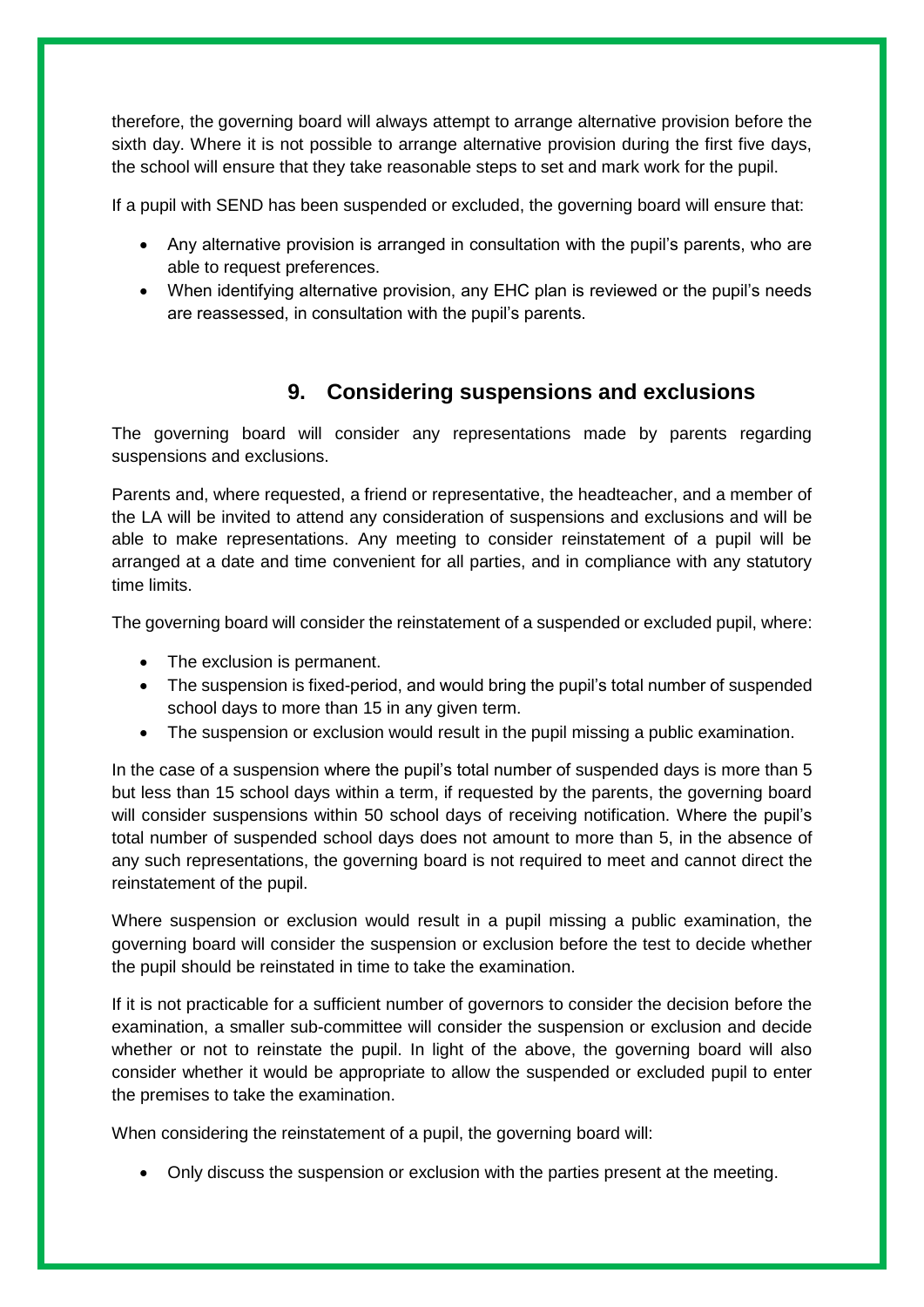therefore, the governing board will always attempt to arrange alternative provision before the sixth day. Where it is not possible to arrange alternative provision during the first five days, the school will ensure that they take reasonable steps to set and mark work for the pupil.

If a pupil with SEND has been suspended or excluded, the governing board will ensure that:

- Any alternative provision is arranged in consultation with the pupil's parents, who are able to request preferences.
- When identifying alternative provision, any EHC plan is reviewed or the pupil's needs are reassessed, in consultation with the pupil's parents.

## 9. Considering suspensions and exclusions

The governing board will consider any representations made by parents regarding suspensions and exclusions.

Parents and, where requested, a friend or representative, the headteacher, and a member of the LA will be invited to attend any consideration of suspensions and exclusions and will be able to make representations. Any meeting to consider reinstatement of a pupil will be arranged at a date and time convenient for all parties, and in compliance with any statutory time limits.

The governing board will consider the reinstatement of a suspended or excluded pupil, where:

- The exclusion is permanent.
- The suspension is fixed-period, and would bring the pupil's total number of suspended school days to more than 15 in any given term.
- The suspension or exclusion would result in the pupil missing a public examination.

In the case of a suspension where the pupil's total number of suspended days is more than 5 but less than 15 school days within a term, if requested by the parents, the governing board will consider suspensions within 50 school days of receiving notification. Where the pupil's total number of suspended school days does not amount to more than 5, in the absence of any such representations, the governing board is not required to meet and cannot direct the reinstatement of the pupil.

Where suspension or exclusion would result in a pupil missing a public examination, the governing board will consider the suspension or exclusion before the test to decide whether the pupil should be reinstated in time to take the examination.

If it is not practicable for a sufficient number of governors to consider the decision before the examination, a smaller sub-committee will consider the suspension or exclusion and decide whether or not to reinstate the pupil. In light of the above, the governing board will also consider whether it would be appropriate to allow the suspended or excluded pupil to enter the premises to take the examination.

When considering the reinstatement of a pupil, the governing board will:

- Only discuss the suspension or exclusion with the parties present at the meeting.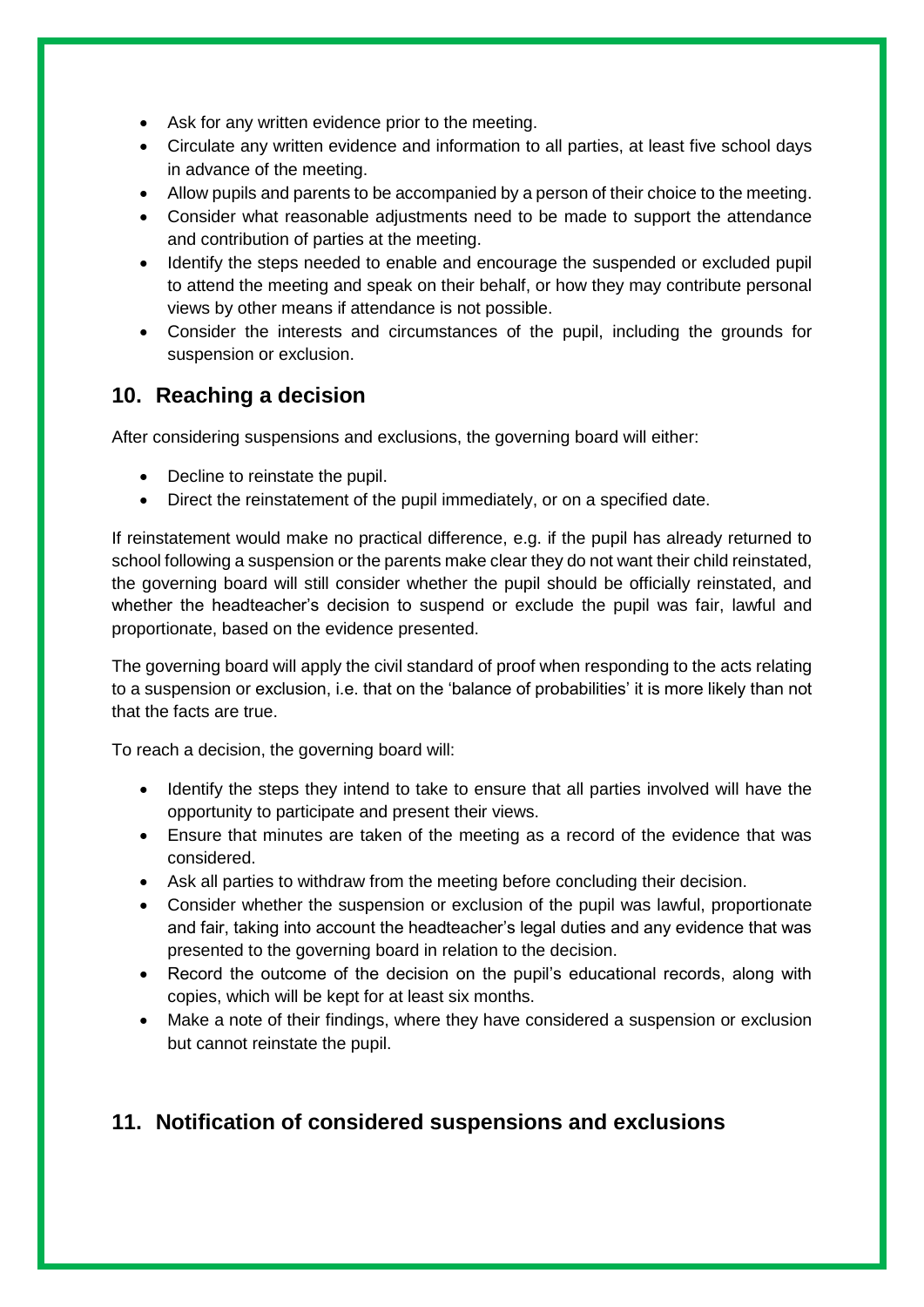- Ask for any written evidence prior to the meeting.
- Circulate any written evidence and information to all parties, at least five school days in advance of the meeting.
- Allow pupils and parents to be accompanied by a person of their choice to the meeting.
- Consider what reasonable adjustments need to be made to support the attendance and contribution of parties at the meeting.
- Identify the steps needed to enable and encourage the suspended or excluded pupil to attend the meeting and speak on their behalf, or how they may contribute personal views by other means if attendance is not possible.
- Consider the interests and circumstances of the pupil, including the grounds for suspension or exclusion.

## 10. Reaching a decision

After considering suspensions and exclusions, the governing board will either:

- Decline to reinstate the pupil.
- Direct the reinstatement of the pupil immediately, or on a specified date.

If reinstatement would make no practical difference, e.g. if the pupil has already returned to school following a suspension or the parents make clear they do not want their child reinstated, the governing board will still consider whether the pupil should be officially reinstated, and whether the headteacher's decision to suspend or exclude the pupil was fair, lawful and proportionate, based on the evidence presented.

The governing board will apply the civil standard of proof when responding to the acts relating to a suspension or exclusion, i.e. that on the 'balance of probabilities' it is more likely than not that the facts are true.

To reach a decision, the governing board will:

- Identify the steps they intend to take to ensure that all parties involved will have the opportunity to participate and present their views.
- Ensure that minutes are taken of the meeting as a record of the evidence that was considered.
- Ask all parties to withdraw from the meeting before concluding their decision.
- Consider whether the suspension or exclusion of the pupil was lawful, proportionate and fair, taking into account the headteacher's legal duties and any evidence that was presented to the governing board in relation to the decision.
- Record the outcome of the decision on the pupil's educational records, along with copies, which will be kept for at least six months.
- Make a note of their findings, where they have considered a suspension or exclusion but cannot reinstate the pupil.

## 11. Notification of considered suspensions and exclusions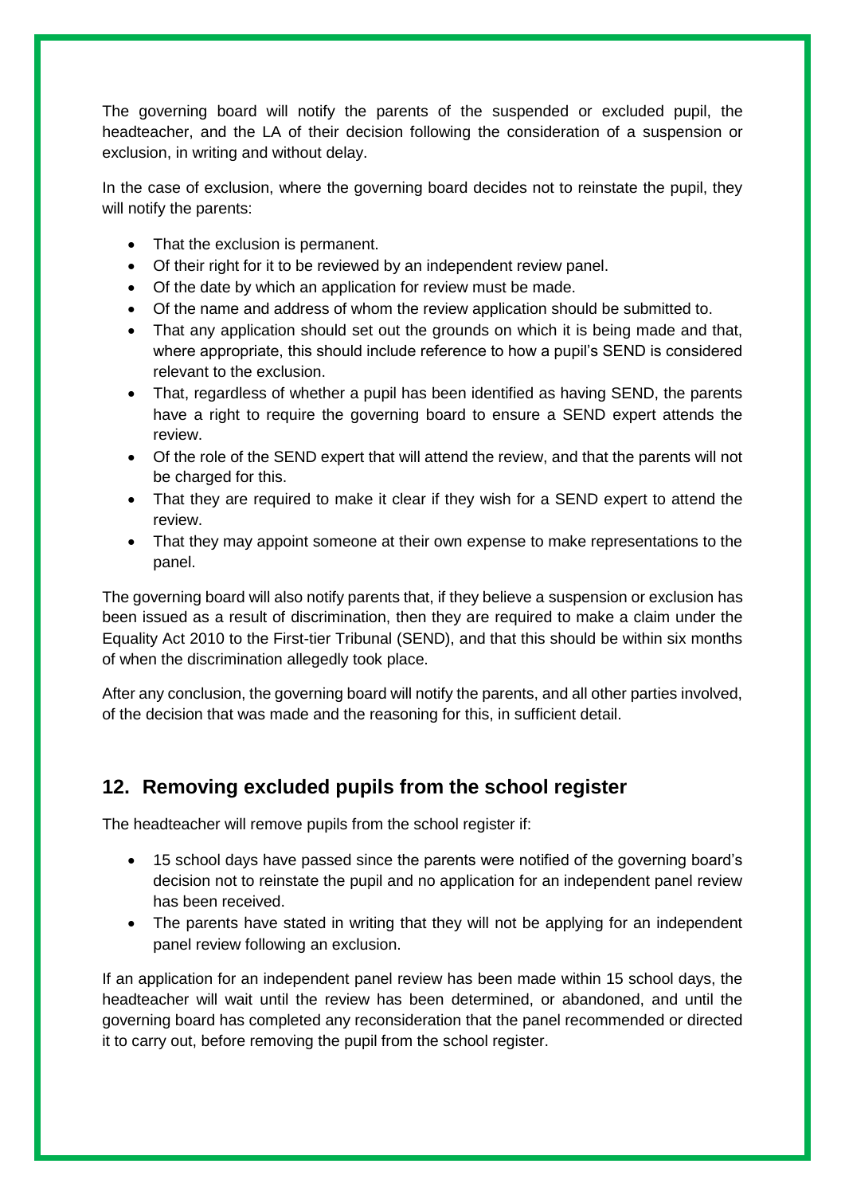The governing board will notify the parents of the suspended or excluded pupil, the headteacher, and the LA of their decision following the consideration of a suspension or exclusion, in writing and without delay.

In the case of exclusion, where the governing board decides not to reinstate the pupil, they will notify the parents:

- That the exclusion is permanent.
- Of their right for it to be reviewed by an independent review panel.
- Of the date by which an application for review must be made.
- Of the name and address of whom the review application should be submitted to.
- That any application should set out the grounds on which it is being made and that, where appropriate, this should include reference to how a pupil's SEND is considered relevant to the exclusion.
- That, regardless of whether a pupil has been identified as having SEND, the parents have a right to require the governing board to ensure a SEND expert attends the review.
- Of the role of the SEND expert that will attend the review, and that the parents will not be charged for this.
- That they are required to make it clear if they wish for a SEND expert to attend the review.
- That they may appoint someone at their own expense to make representations to the panel.

The governing board will also notify parents that, if they believe a suspension or exclusion has been issued as a result of discrimination, then they are required to make a claim under the Equality Act 2010 to the First-tier Tribunal (SEND), and that this should be within six months of when the discrimination allegedly took place.

After any conclusion, the governing board will notify the parents, and all other parties involved, of the decision that was made and the reasoning for this, in sufficient detail.

## 12. Removing excluded pupils from the school register

The headteacher will remove pupils from the school register if:

- 15 school days have passed since the parents were notified of the governing board's decision not to reinstate the pupil and no application for an independent panel review has been received.
- The parents have stated in writing that they will not be applying for an independent panel review following an exclusion.

If an application for an independent panel review has been made within 15 school days, the headteacher will wait until the review has been determined, or abandoned, and until the governing board has completed any reconsideration that the panel recommended or directed it to carry out, before removing the pupil from the school register.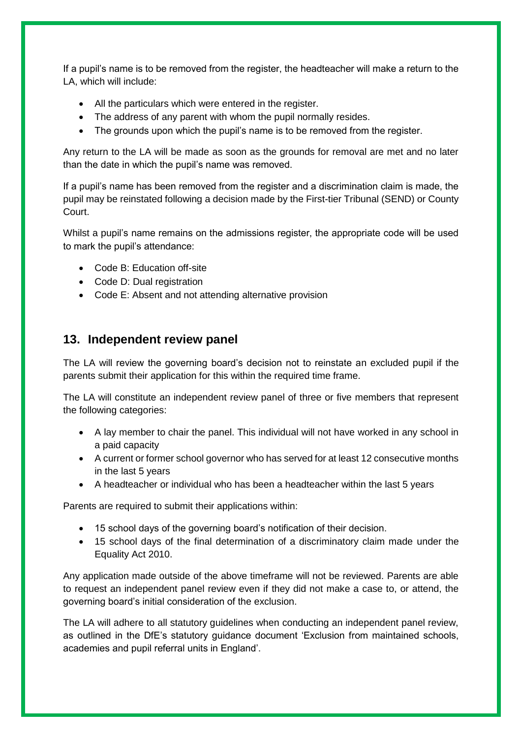If a pupil's name is to be removed from the register, the headteacher will make a return to the LA, which will include:

- All the particulars which were entered in the register.
- The address of any parent with whom the pupil normally resides.
- The grounds upon which the pupil's name is to be removed from the register.

Any return to the LA will be made as soon as the grounds for removal are met and no later than the date in which the pupil's name was removed.

If a pupil's name has been removed from the register and a discrimination claim is made, the pupil may be reinstated following a decision made by the First-tier Tribunal (SEND) or County Court.

Whilst a pupil's name remains on the admissions register, the appropriate code will be used to mark the pupil's attendance:

- Code B: Education off-site
- Code D: Dual registration
- Code E: Absent and not attending alternative provision

## 13. Independent review panel

The LA will review the governing board's decision not to reinstate an excluded pupil if the parents submit their application for this within the required time frame.

The LA will constitute an independent review panel of three or five members that represent the following categories:

- A lay member to chair the panel. This individual will not have worked in any school in a paid capacity
- A current or former school governor who has served for at least 12 consecutive months in the last 5 years
- A headteacher or individual who has been a headteacher within the last 5 years

Parents are required to submit their applications within:

- 15 school days of the governing board's notification of their decision.
- 15 school days of the final determination of a discriminatory claim made under the Equality Act 2010.

Any application made outside of the above timeframe will not be reviewed. Parents are able to request an independent panel review even if they did not make a case to, or attend, the governing board's initial consideration of the exclusion.

The LA will adhere to all statutory guidelines when conducting an independent panel review, as outlined in the DfE's statutory guidance document 'Exclusion from maintained schools, academies and pupil referral units in England'.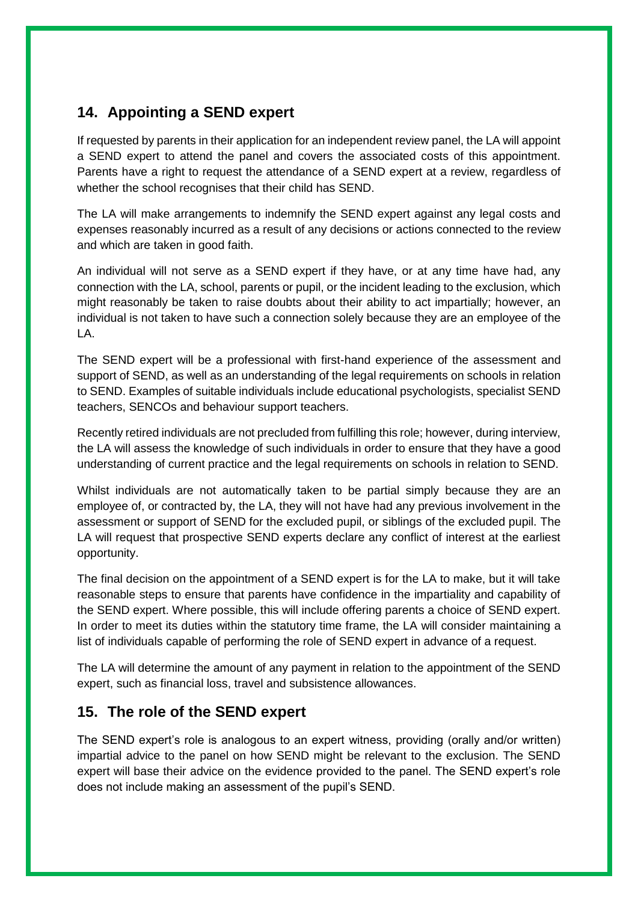## 14. Appointing a SEND expert

If requested by parents in their application for an independent review panel, the LA will appoint a SEND expert to attend the panel and covers the associated costs of this appointment. Parents have a right to request the attendance of a SEND expert at a review, regardless of whether the school recognises that their child has SEND.

The LA will make arrangements to indemnify the SEND expert against any legal costs and expenses reasonably incurred as a result of any decisions or actions connected to the review and which are taken in good faith.

An individual will not serve as a SEND expert if they have, or at any time have had, any connection with the LA, school, parents or pupil, or the incident leading to the exclusion, which might reasonably be taken to raise doubts about their ability to act impartially; however, an individual is not taken to have such a connection solely because they are an employee of the LA.

The SEND expert will be a professional with first-hand experience of the assessment and support of SEND, as well as an understanding of the legal requirements on schools in relation to SEND. Examples of suitable individuals include educational psychologists, specialist SEND teachers, SENCOs and behaviour support teachers.

Recently retired individuals are not precluded from fulfilling this role; however, during interview, the LA will assess the knowledge of such individuals in order to ensure that they have a good understanding of current practice and the legal requirements on schools in relation to SEND.

Whilst individuals are not automatically taken to be partial simply because they are an employee of, or contracted by, the LA, they will not have had any previous involvement in the assessment or support of SEND for the excluded pupil, or siblings of the excluded pupil. The LA will request that prospective SEND experts declare any conflict of interest at the earliest opportunity.

The final decision on the appointment of a SEND expert is for the LA to make, but it will take reasonable steps to ensure that parents have confidence in the impartiality and capability of the SEND expert. Where possible, this will include offering parents a choice of SEND expert. In order to meet its duties within the statutory time frame, the LA will consider maintaining a list of individuals capable of performing the role of SEND expert in advance of a request.

The LA will determine the amount of any payment in relation to the appointment of the SEND expert, such as financial loss, travel and subsistence allowances.

## 15. The role of the SEND expert

The SEND expert's role is analogous to an expert witness, providing (orally and/or written) impartial advice to the panel on how SEND might be relevant to the exclusion. The SEND expert will base their advice on the evidence provided to the panel. The SEND expert's role does not include making an assessment of the pupil's SEND.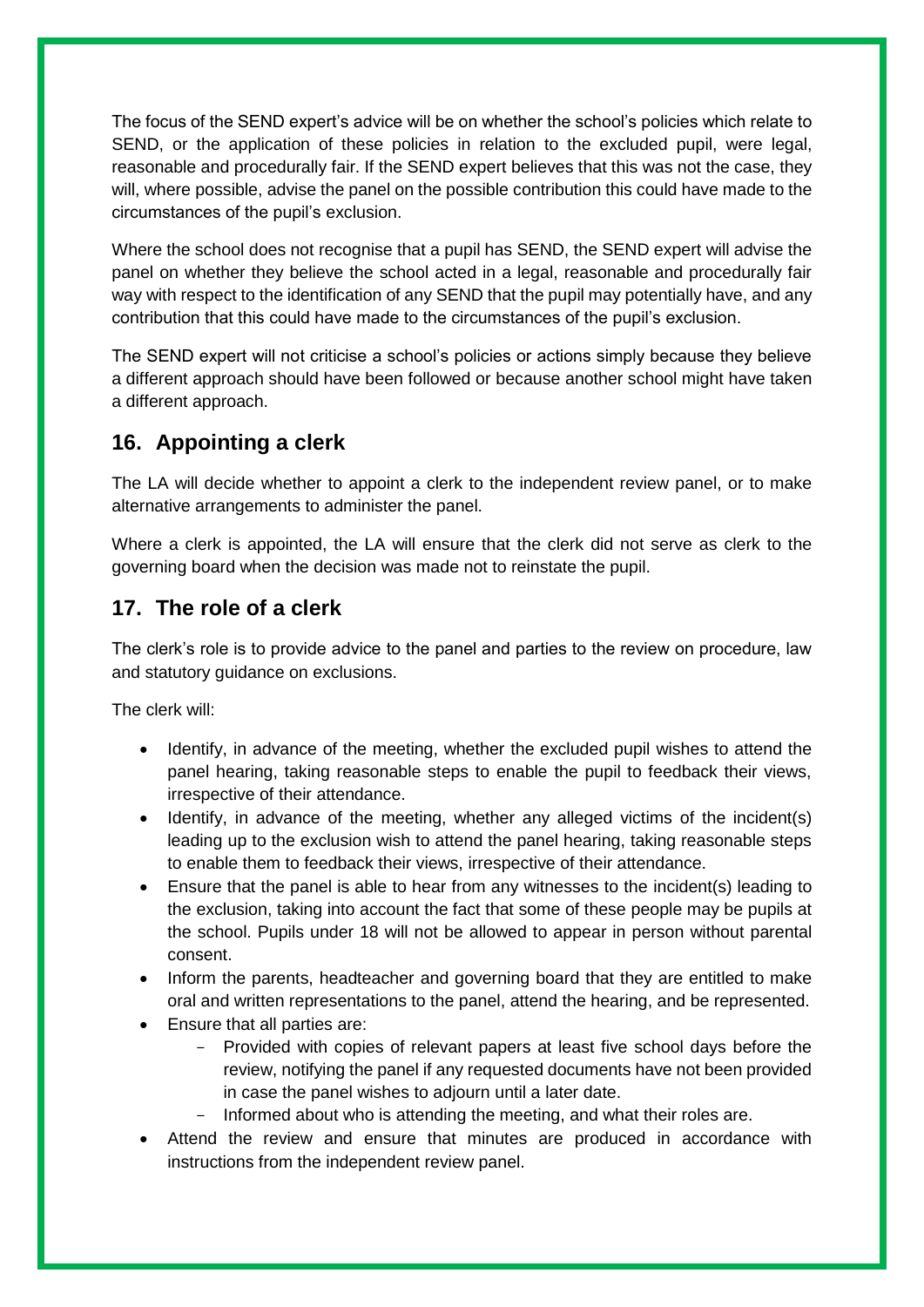The focus of the SEND expert's advice will be on whether the school's policies which relate to SEND, or the application of these policies in relation to the excluded pupil, were legal, reasonable and procedurally fair. If the SEND expert believes that this was not the case, they will, where possible, advise the panel on the possible contribution this could have made to the circumstances of the pupil's exclusion.

Where the school does not recognise that a pupil has SEND, the SEND expert will advise the panel on whether they believe the school acted in a legal, reasonable and procedurally fair way with respect to the identification of any SEND that the pupil may potentially have, and any contribution that this could have made to the circumstances of the pupil's exclusion.

The SEND expert will not criticise a school's policies or actions simply because they believe a different approach should have been followed or because another school might have taken a different approach.

## 16. Appointing a clerk

The LA will decide whether to appoint a clerk to the independent review panel, or to make alternative arrangements to administer the panel.

Where a clerk is appointed, the LA will ensure that the clerk did not serve as clerk to the governing board when the decision was made not to reinstate the pupil.

## 17. The role of a clerk

The clerk's role is to provide advice to the panel and parties to the review on procedure, law and statutory guidance on exclusions.

The clerk will:

- Identify, in advance of the meeting, whether the excluded pupil wishes to attend the panel hearing, taking reasonable steps to enable the pupil to feedback their views, irrespective of their attendance.
- Identify, in advance of the meeting, whether any alleged victims of the incident(s) leading up to the exclusion wish to attend the panel hearing, taking reasonable steps to enable them to feedback their views, irrespective of their attendance.
- Ensure that the panel is able to hear from any witnesses to the incident(s) leading to the exclusion, taking into account the fact that some of these people may be pupils at the school. Pupils under 18 will not be allowed to appear in person without parental consent.
- Inform the parents, headteacher and governing board that they are entitled to make oral and written representations to the panel, attend the hearing, and be represented.
- Ensure that all parties are:
  - Provided with copies of relevant papers at least five school days before the review, notifying the panel if any requested documents have not been provided in case the panel wishes to adjourn until a later date.
  - Informed about who is attending the meeting, and what their roles are.
- Attend the review and ensure that minutes are produced in accordance with instructions from the independent review panel.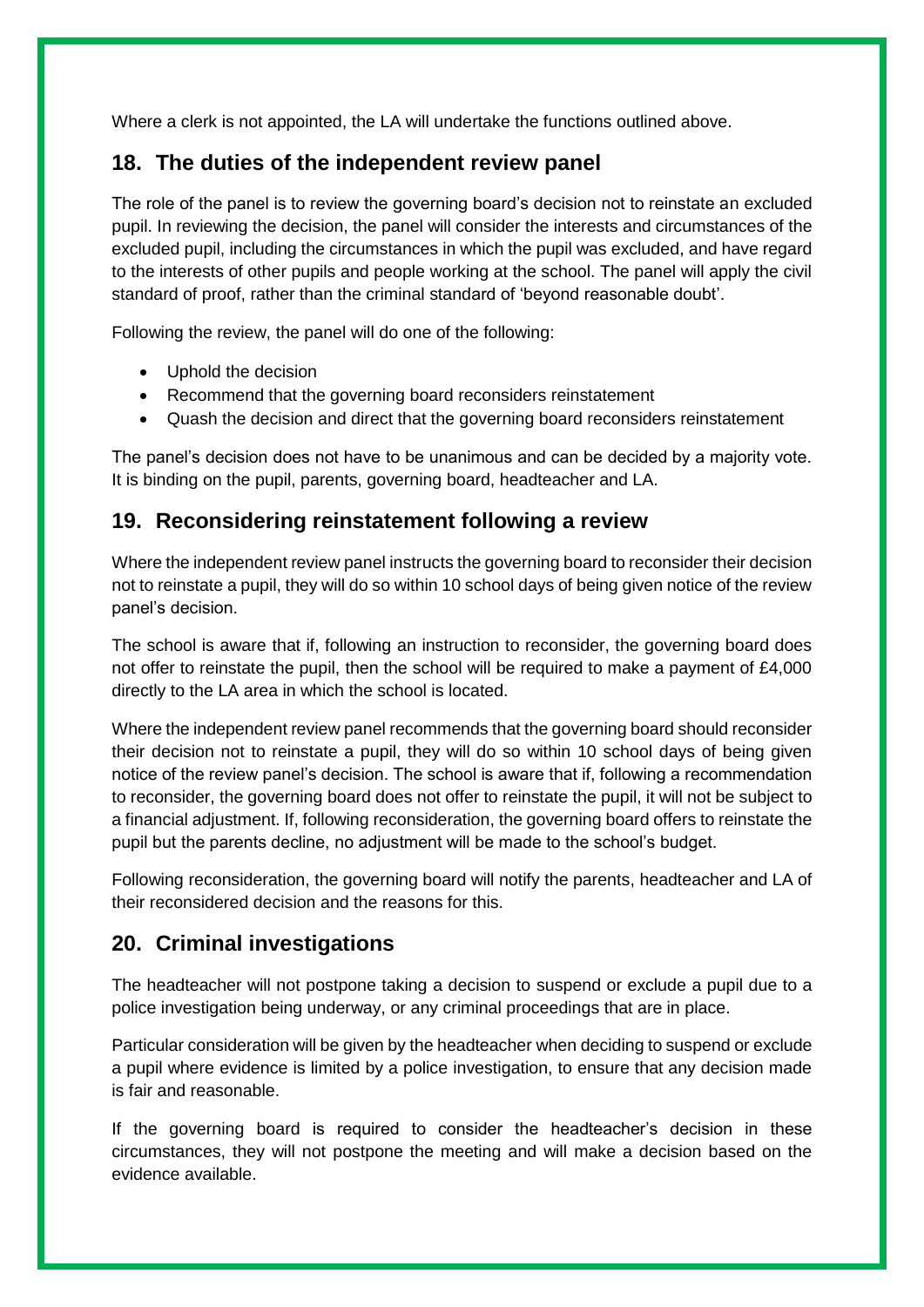Where a clerk is not appointed, the LA will undertake the functions outlined above.

## 18. The duties of the independent review panel

The role of the panel is to review the governing board's decision not to reinstate an excluded pupil. In reviewing the decision, the panel will consider the interests and circumstances of the excluded pupil, including the circumstances in which the pupil was excluded, and have regard to the interests of other pupils and people working at the school. The panel will apply the civil standard of proof, rather than the criminal standard of 'beyond reasonable doubt'.

Following the review, the panel will do one of the following:

- Uphold the decision
- Recommend that the governing board reconsiders reinstatement
- Quash the decision and direct that the governing board reconsiders reinstatement

The panel's decision does not have to be unanimous and can be decided by a majority vote. It is binding on the pupil, parents, governing board, headteacher and LA.

## 19. Reconsidering reinstatement following a review

Where the independent review panel instructs the governing board to reconsider their decision not to reinstate a pupil, they will do so within 10 school days of being given notice of the review panel's decision.

The school is aware that if, following an instruction to reconsider, the governing board does not offer to reinstate the pupil, then the school will be required to make a payment of £4,000 directly to the LA area in which the school is located.

Where the independent review panel recommends that the governing board should reconsider their decision not to reinstate a pupil, they will do so within 10 school days of being given notice of the review panel's decision. The school is aware that if, following a recommendation to reconsider, the governing board does not offer to reinstate the pupil, it will not be subject to a financial adjustment. If, following reconsideration, the governing board offers to reinstate the pupil but the parents decline, no adjustment will be made to the school's budget.

Following reconsideration, the governing board will notify the parents, headteacher and LA of their reconsidered decision and the reasons for this.

## 20. Criminal investigations

The headteacher will not postpone taking a decision to suspend or exclude a pupil due to a police investigation being underway, or any criminal proceedings that are in place.

Particular consideration will be given by the headteacher when deciding to suspend or exclude a pupil where evidence is limited by a police investigation, to ensure that any decision made is fair and reasonable.

If the governing board is required to consider the headteacher's decision in these circumstances, they will not postpone the meeting and will make a decision based on the evidence available.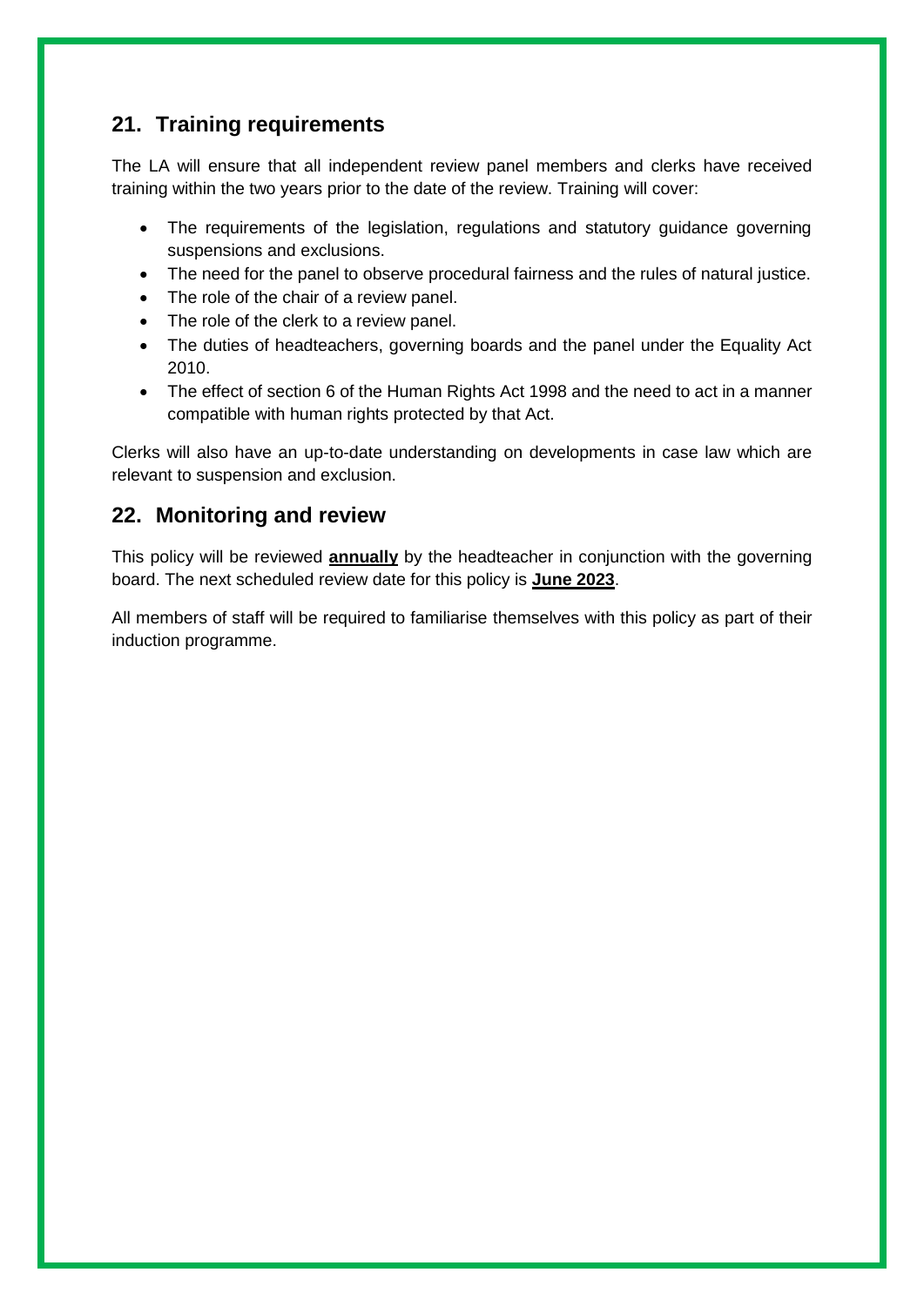## 21. Training requirements

The LA will ensure that all independent review panel members and clerks have received training within the two years prior to the date of the review. Training will cover:

- The requirements of the legislation, regulations and statutory guidance governing suspensions and exclusions.
- The need for the panel to observe procedural fairness and the rules of natural justice.
- The role of the chair of a review panel.
- The role of the clerk to a review panel.
- The duties of headteachers, governing boards and the panel under the Equality Act 2010.
- The effect of section 6 of the Human Rights Act 1998 and the need to act in a manner compatible with human rights protected by that Act.

Clerks will also have an up-to-date understanding on developments in case law which are relevant to suspension and exclusion.

## 22. Monitoring and review

This policy will be reviewed **annually** by the headteacher in conjunction with the governing board. The next scheduled review date for this policy is **June 2023**.

All members of staff will be required to familiarise themselves with this policy as part of their induction programme.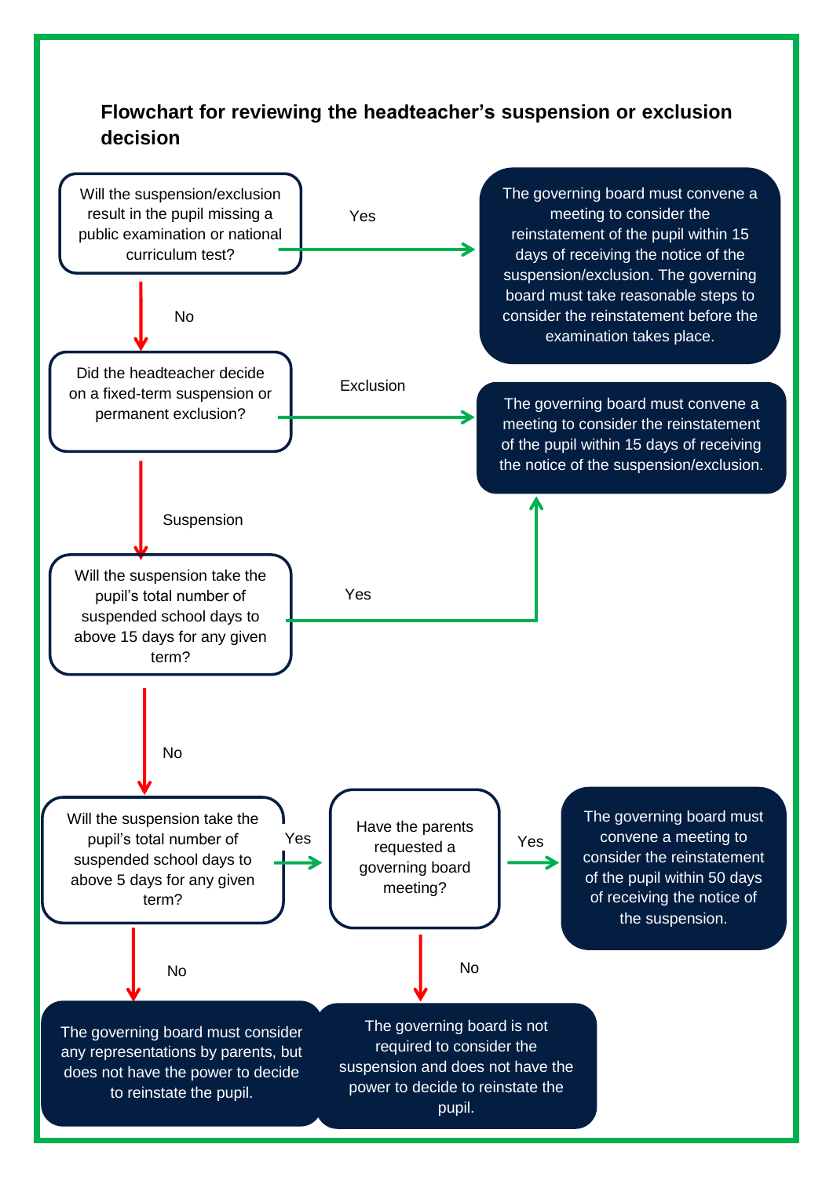**Flowchart for reviewing the headteacher's suspension or exclusion decision**

Will the suspension/exclusion result in the pupil missing a public examination or national curriculum test?

- **Yes** → The governing board must convene a meeting to consider the reinstatement of the pupil within 15 days of receiving the notice of the suspension/exclusion. The governing board must take reasonable steps to consider the reinstatement before the examination takes place.
- **No** → Did the headteacher decide on a fixed-term suspension or permanent exclusion?
  - **Exclusion** → The governing board must convene a meeting to consider the reinstatement of the pupil within 15 days of receiving the notice of the suspension/exclusion.
  - **Suspension** → Will the suspension take the pupil's total number of suspended school days to above 15 days for any given term?
    - **Yes** → The governing board must convene a meeting to consider the reinstatement of the pupil within 15 days of receiving the notice of the suspension/exclusion.
    - **No** → Will the suspension take the pupil's total number of suspended school days to above 5 days for any given term?
      - **Yes** → Have the parents requested a governing board meeting?
        - **Yes** → The governing board must convene a meeting to consider the reinstatement of the pupil within 50 days of receiving the notice of the suspension.
        - **No** → The governing board is not required to consider the suspension and does not have the power to decide to reinstate the pupil.
      - **No** → The governing board must consider any representations by parents, but does not have the power to decide to reinstate the pupil.